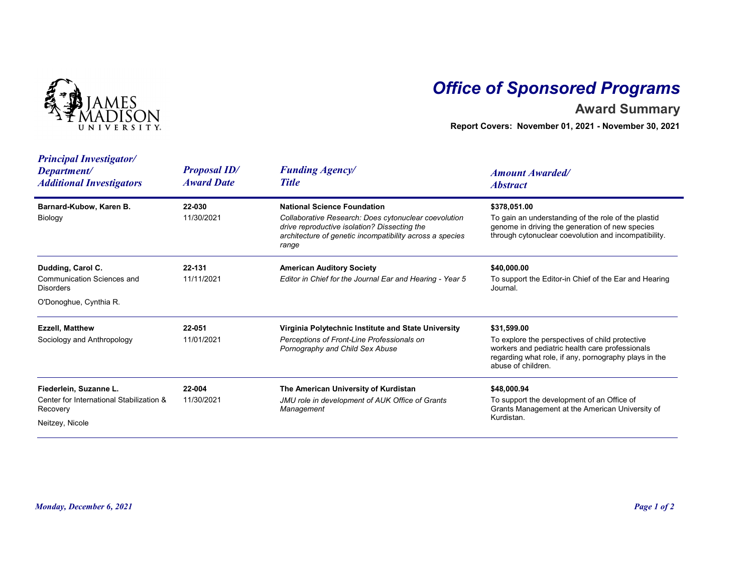JAMES MADISON UNIVERSITY

# Office of Sponsored Programs

## Award Summary

**Report Covers: November 01, 2021 - November 30, 2021**

| *Principal Investigator/ Department/ Additional Investigators* | *Proposal ID/ Award Date* | *Funding Agency/ Title* | *Amount Awarded/ Abstract* |
|---|---|---|---|
| **Barnard-Kubow, Karen B.**<br>Biology | **22-030**<br>11/30/2021 | **National Science Foundation**<br>*Collaborative Research: Does cytonuclear coevolution drive reproductive isolation? Dissecting the architecture of genetic incompatibility across a species range* | **$378,051.00**<br>To gain an understanding of the role of the plastid genome in driving the generation of new species through cytonuclear coevolution and incompatibility. |
| **Dudding, Carol C.**<br>Communication Sciences and Disorders<br>O'Donoghue, Cynthia R. | **22-131**<br>11/11/2021 | **American Auditory Society**<br>*Editor in Chief for the Journal Ear and Hearing - Year 5* | **$40,000.00**<br>To support the Editor-in Chief of the Ear and Hearing Journal. |
| **Ezzell, Matthew**<br>Sociology and Anthropology | **22-051**<br>11/01/2021 | **Virginia Polytechnic Institute and State University**<br>*Perceptions of Front-Line Professionals on Pornography and Child Sex Abuse* | **$31,599.00**<br>To explore the perspectives of child protective workers and pediatric health care professionals regarding what role, if any, pornography plays in the abuse of children. |
| **Fiederlein, Suzanne L.**<br>Center for International Stabilization & Recovery<br>Neitzey, Nicole | **22-004**<br>11/30/2021 | **The American University of Kurdistan**<br>*JMU role in development of AUK Office of Grants Management* | **$48,000.94**<br>To support the development of an Office of Grants Management at the American University of Kurdistan. |

*Monday, December 6, 2021*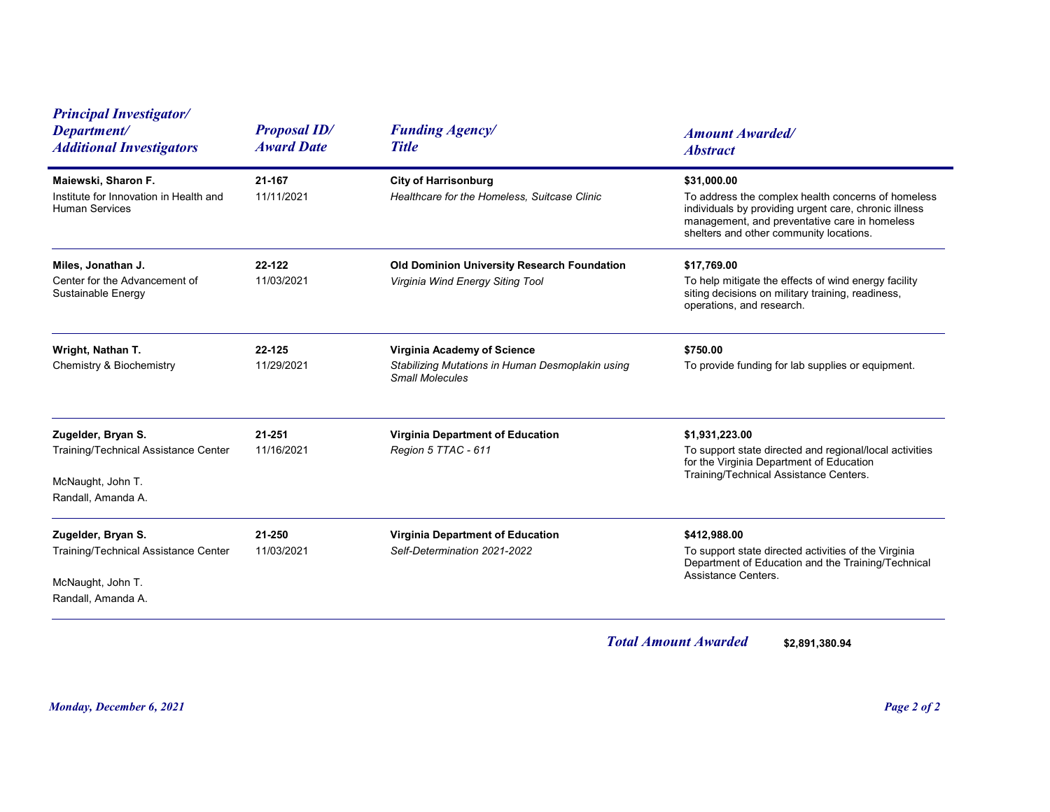| *Principal Investigator/ Department/ Additional Investigators* | *Proposal ID/ Award Date* | *Funding Agency/ Title* | *Amount Awarded/ Abstract* |
|---|---|---|---|
| **Maiewski, Sharon F.**<br>Institute for Innovation in Health and Human Services | **21-167**<br>11/11/2021 | **City of Harrisonburg**<br>*Healthcare for the Homeless, Suitcase Clinic* | **$31,000.00**<br>To address the complex health concerns of homeless individuals by providing urgent care, chronic illness management, and preventative care in homeless shelters and other community locations. |
| **Miles, Jonathan J.**<br>Center for the Advancement of Sustainable Energy | **22-122**<br>11/03/2021 | **Old Dominion University Research Foundation**<br>*Virginia Wind Energy Siting Tool* | **$17,769.00**<br>To help mitigate the effects of wind energy facility siting decisions on military training, readiness, operations, and research. |
| **Wright, Nathan T.**<br>Chemistry & Biochemistry | **22-125**<br>11/29/2021 | **Virginia Academy of Science**<br>*Stabilizing Mutations in Human Desmoplakin using Small Molecules* | **$750.00**<br>To provide funding for lab supplies or equipment. |
| **Zugelder, Bryan S.**<br>Training/Technical Assistance Center<br>McNaught, John T.<br>Randall, Amanda A. | **21-251**<br>11/16/2021 | **Virginia Department of Education**<br>*Region 5 TTAC - 611* | **$1,931,223.00**<br>To support state directed and regional/local activities for the Virginia Department of Education Training/Technical Assistance Centers. |
| **Zugelder, Bryan S.**<br>Training/Technical Assistance Center<br>McNaught, John T.<br>Randall, Amanda A. | **21-250**<br>11/03/2021 | **Virginia Department of Education**<br>*Self-Determination 2021-2022* | **$412,988.00**<br>To support state directed activities of the Virginia Department of Education and the Training/Technical Assistance Centers. |

***Total Amount Awarded*** **$2,891,380.94**

*Monday, December 6, 2021*